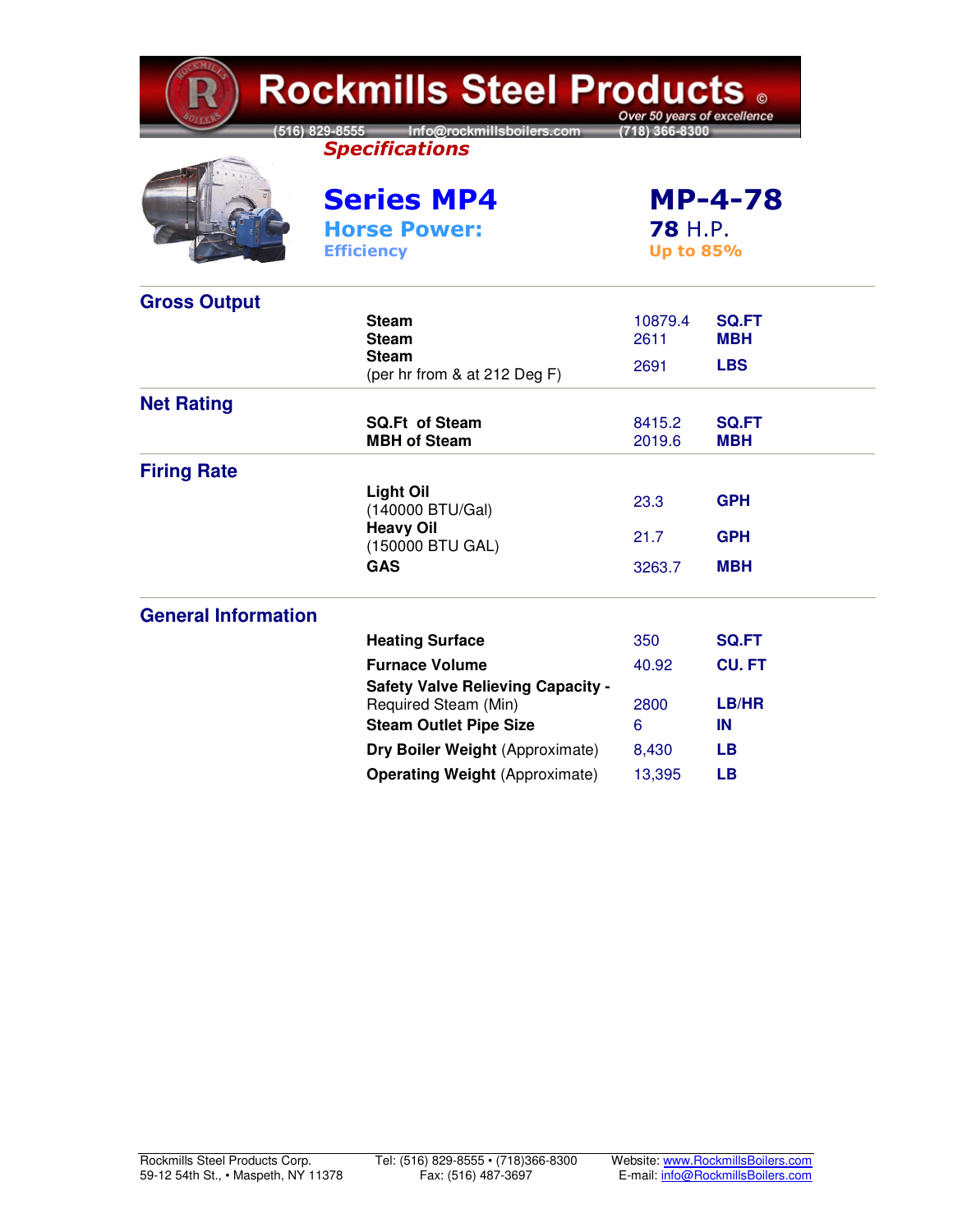# Rockmills Steel Products ©

Over 50 years of excellence

(516) 829-8555 Info@rockmillsboilers.com (718) 366-8300

*Specifications*

## Series MP4 — MP-4-78

**Horse Power:** 78 H.P.

**Efficiency:** Up to 85%

## Gross Output

| | | |
|---|---|---|
| **Steam** | 10879.4 | **SQ.FT** |
| **Steam** | 2611 | **MBH** |
| **Steam** (per hr from & at 212 Deg F) | 2691 | **LBS** |

## Net Rating

| | | |
|---|---|---|
| **SQ.Ft of Steam** | 8415.2 | **SQ.FT** |
| **MBH of Steam** | 2019.6 | **MBH** |

## Firing Rate

| | | |
|---|---|---|
| **Light Oil** (140000 BTU/Gal) | 23.3 | **GPH** |
| **Heavy Oil** (150000 BTU GAL) | 21.7 | **GPH** |
| **GAS** | 3263.7 | **MBH** |

## General Information

| | | |
|---|---|---|
| **Heating Surface** | 350 | **SQ.FT** |
| **Furnace Volume** | 40.92 | **CU. FT** |
| **Safety Valve Relieving Capacity -** Required Steam (Min) | 2800 | **LB/HR** |
| **Steam Outlet Pipe Size** | 6 | **IN** |
| **Dry Boiler Weight** (Approximate) | 8,430 | **LB** |
| **Operating Weight** (Approximate) | 13,395 | **LB** |

Rockmills Steel Products Corp.
59-12 54th St., • Maspeth, NY 11378

Tel: (516) 829-8555 • (718)366-8300
Fax: (516) 487-3697

Website: www.RockmillsBoilers.com
E-mail: info@RockmillsBoilers.com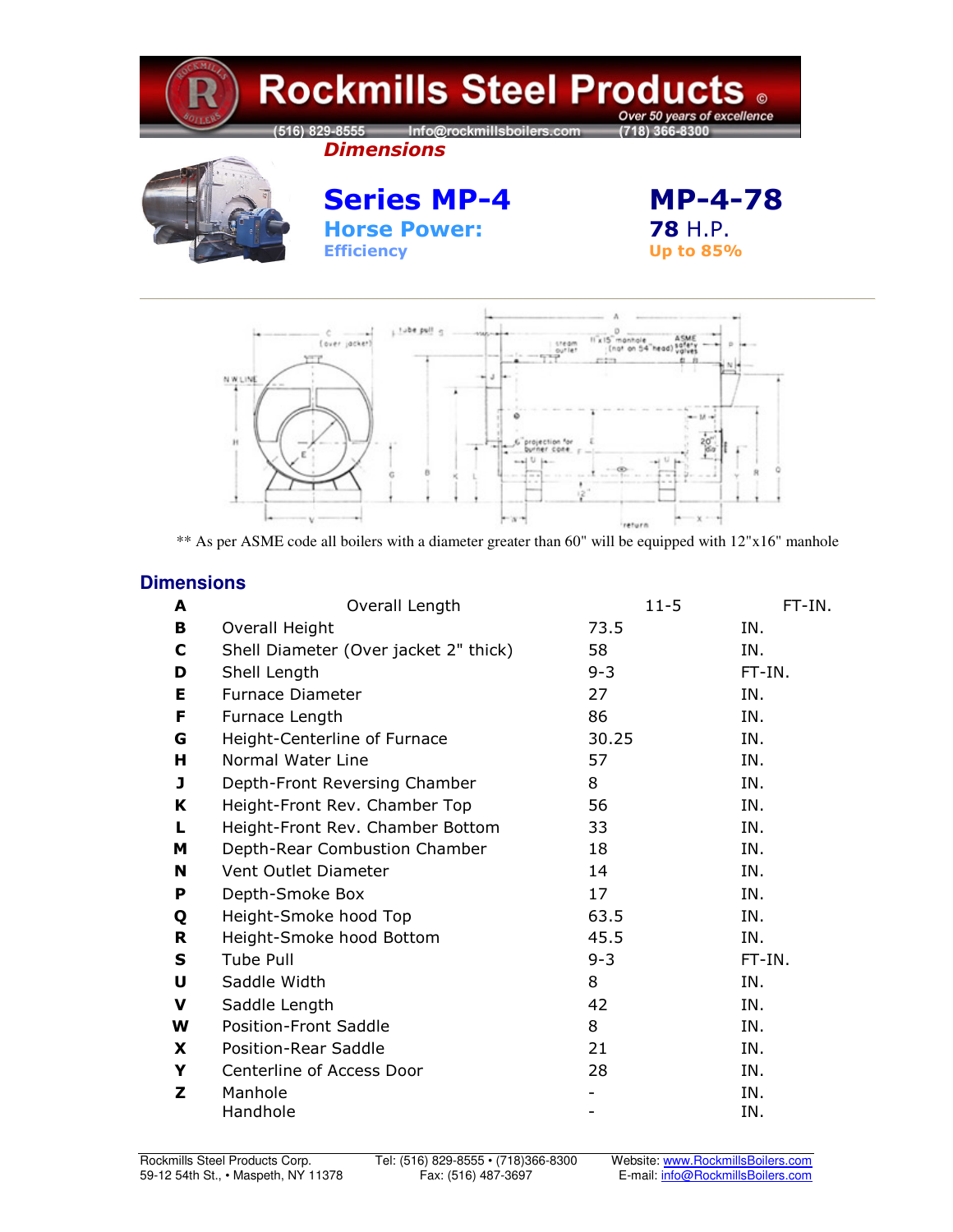# Rockmills Steel Products

(516) 829-8555 Info@rockmillsboilers.com (718) 366-8300

Over 50 years of excellence

*Dimensions*

## Series MP-4

**Horse Power:**

**Efficiency**

## MP-4-78

**78** H.P.

**Up to 85%**

** As per ASME code all boilers with a diameter greater than 60" will be equipped with 12"x16" manhole

## Dimensions

| | | | |
|---|---|---|---|
| **A** | Overall Length | 11-5 | FT-IN. |
| **B** | Overall Height | 73.5 | IN. |
| **C** | Shell Diameter (Over jacket 2" thick) | 58 | IN. |
| **D** | Shell Length | 9-3 | FT-IN. |
| **E** | Furnace Diameter | 27 | IN. |
| **F** | Furnace Length | 86 | IN. |
| **G** | Height-Centerline of Furnace | 30.25 | IN. |
| **H** | Normal Water Line | 57 | IN. |
| **J** | Depth-Front Reversing Chamber | 8 | IN. |
| **K** | Height-Front Rev. Chamber Top | 56 | IN. |
| **L** | Height-Front Rev. Chamber Bottom | 33 | IN. |
| **M** | Depth-Rear Combustion Chamber | 18 | IN. |
| **N** | Vent Outlet Diameter | 14 | IN. |
| **P** | Depth-Smoke Box | 17 | IN. |
| **Q** | Height-Smoke hood Top | 63.5 | IN. |
| **R** | Height-Smoke hood Bottom | 45.5 | IN. |
| **S** | Tube Pull | 9-3 | FT-IN. |
| **U** | Saddle Width | 8 | IN. |
| **V** | Saddle Length | 42 | IN. |
| **W** | Position-Front Saddle | 8 | IN. |
| **X** | Position-Rear Saddle | 21 | IN. |
| **Y** | Centerline of Access Door | 28 | IN. |
| **Z** | Manhole | - | IN. |
| | Handhole | - | IN. |

Rockmills Steel Products Corp.
59-12 54th St., • Maspeth, NY 11378

Tel: (516) 829-8555 • (718)366-8300
Fax: (516) 487-3697

Website: www.RockmillsBoilers.com
E-mail: info@RockmillsBoilers.com